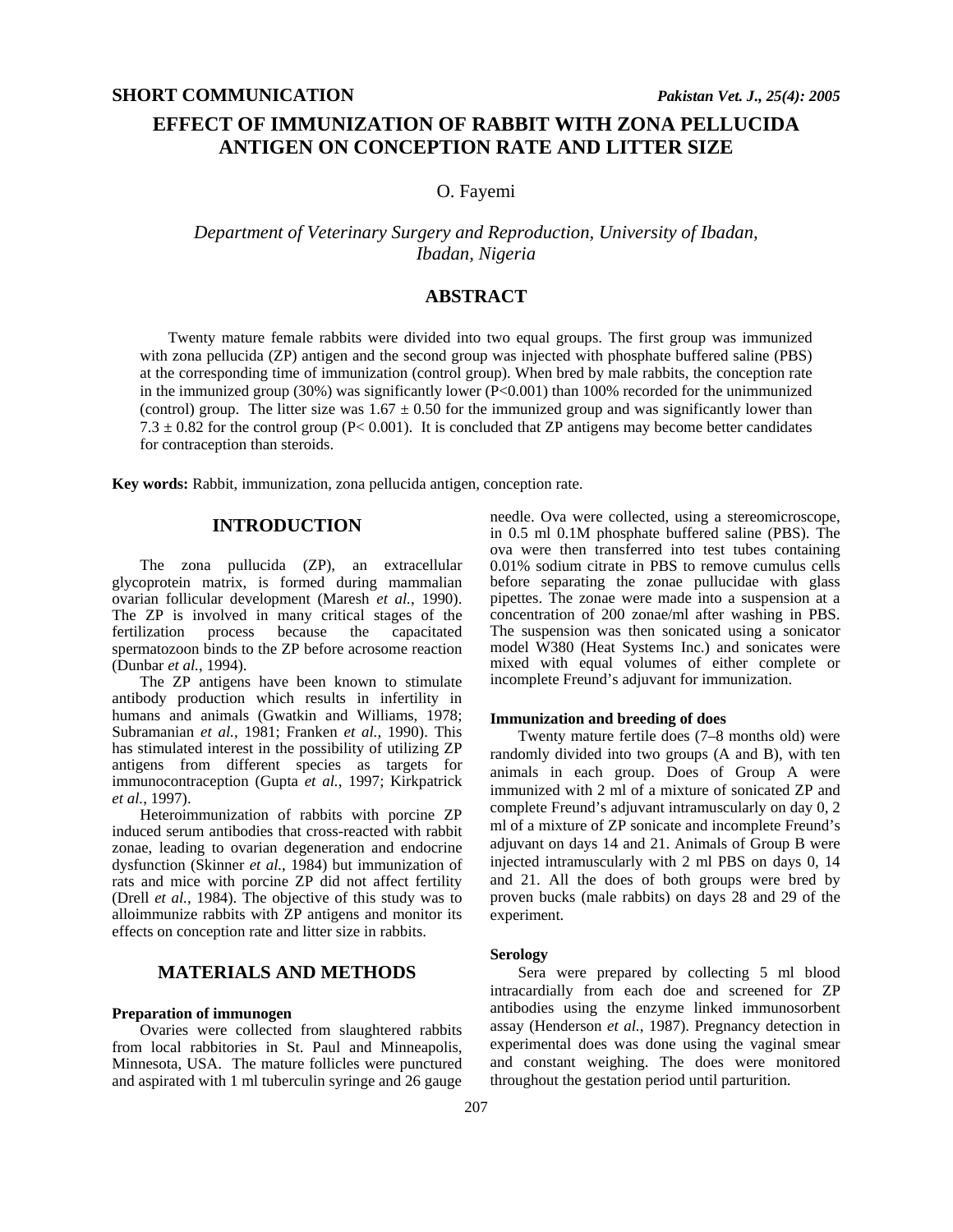**SHORT COMMUNICATION**

# EFFECT OF IMMUNIZATION OF RABBIT WITH ZONA PELLUCIDA ANTIGEN ON CONCEPTION RATE AND LITTER SIZE

O. Fayemi

*Department of Veterinary Surgery and Reproduction, University of Ibadan, Ibadan, Nigeria*

## ABSTRACT

Twenty mature female rabbits were divided into two equal groups. The first group was immunized with zona pellucida (ZP) antigen and the second group was injected with phosphate buffered saline (PBS) at the corresponding time of immunization (control group). When bred by male rabbits, the conception rate in the immunized group (30%) was significantly lower ($P<0.001$) than 100% recorded for the unimmunized (control) group. The litter size was $1.67 \pm 0.50$ for the immunized group and was significantly lower than $7.3 \pm 0.82$ for the control group ($P< 0.001$). It is concluded that ZP antigens may become better candidates for contraception than steroids.

**Key words:** Rabbit, immunization, zona pellucida antigen, conception rate.

## INTRODUCTION

The zona pullucida (ZP), an extracellular glycoprotein matrix, is formed during mammalian ovarian follicular development (Maresh *et al.*, 1990). The ZP is involved in many critical stages of the fertilization process because the capacitated spermatozoon binds to the ZP before acrosome reaction (Dunbar *et al.*, 1994).

The ZP antigens have been known to stimulate antibody production which results in infertility in humans and animals (Gwatkin and Williams, 1978; Subramanian *et al.*, 1981; Franken *et al.*, 1990). This has stimulated interest in the possibility of utilizing ZP antigens from different species as targets for immunocontraception (Gupta *et al.*, 1997; Kirkpatrick *et al.*, 1997).

Heteroimmunization of rabbits with porcine ZP induced serum antibodies that cross-reacted with rabbit zonae, leading to ovarian degeneration and endocrine dysfunction (Skinner *et al.*, 1984) but immunization of rats and mice with porcine ZP did not affect fertility (Drell *et al.*, 1984). The objective of this study was to alloimmunize rabbits with ZP antigens and monitor its effects on conception rate and litter size in rabbits.

## MATERIALS AND METHODS

### Preparation of immunogen

Ovaries were collected from slaughtered rabbits from local rabbitories in St. Paul and Minneapolis, Minnesota, USA. The mature follicles were punctured and aspirated with 1 ml tuberculin syringe and 26 gauge needle. Ova were collected, using a stereomicroscope, in 0.5 ml 0.1M phosphate buffered saline (PBS). The ova were then transferred into test tubes containing 0.01% sodium citrate in PBS to remove cumulus cells before separating the zonae pullucidae with glass pipettes. The zonae were made into a suspension at a concentration of 200 zonae/ml after washing in PBS. The suspension was then sonicated using a sonicator model W380 (Heat Systems Inc.) and sonicates were mixed with equal volumes of either complete or incomplete Freund's adjuvant for immunization.

### Immunization and breeding of does

Twenty mature fertile does (7–8 months old) were randomly divided into two groups (A and B), with ten animals in each group. Does of Group A were immunized with 2 ml of a mixture of sonicated ZP and complete Freund's adjuvant intramuscularly on day 0, 2 ml of a mixture of ZP sonicate and incomplete Freund's adjuvant on days 14 and 21. Animals of Group B were injected intramuscularly with 2 ml PBS on days 0, 14 and 21. All the does of both groups were bred by proven bucks (male rabbits) on days 28 and 29 of the experiment.

### Serology

Sera were prepared by collecting 5 ml blood intracardially from each doe and screened for ZP antibodies using the enzyme linked immunosorbent assay (Henderson *et al.*, 1987). Pregnancy detection in experimental does was done using the vaginal smear and constant weighing. The does were monitored throughout the gestation period until parturition.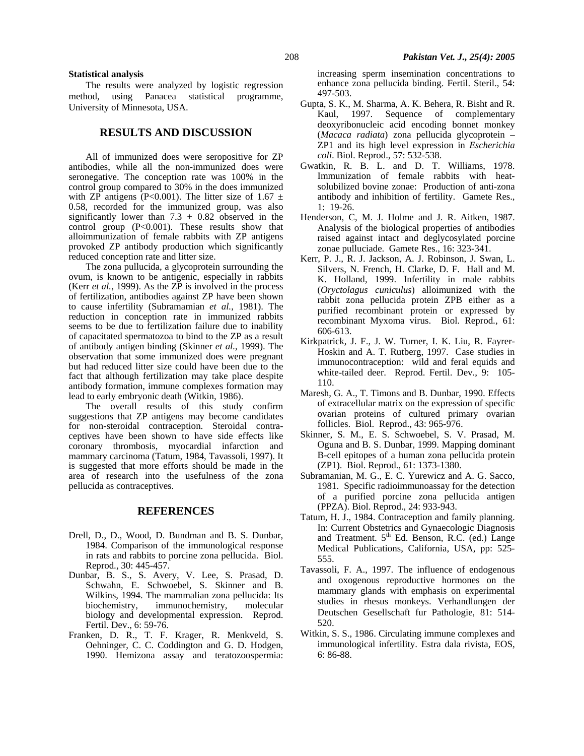**Statistical analysis**

The results were analyzed by logistic regression method, using Panacea statistical programme, University of Minnesota, USA.

## RESULTS AND DISCUSSION

All of immunized does were seropositive for ZP antibodies, while all the non-immunized does were seronegative. The conception rate was 100% in the control group compared to 30% in the does immunized with ZP antigens ($P<0.001$). The litter size of $1.67 \pm 0.58$, recorded for the immunized group, was also significantly lower than $7.3 \pm 0.82$ observed in the control group ($P<0.001$). These results show that alloimmunization of female rabbits with ZP antigens provoked ZP antibody production which significantly reduced conception rate and litter size.

The zona pullucida, a glycoprotein surrounding the ovum, is known to be antigenic, especially in rabbits (Kerr *et al.*, 1999). As the ZP is involved in the process of fertilization, antibodies against ZP have been shown to cause infertility (Subramamian *et al.*, 1981). The reduction in conception rate in immunized rabbits seems to be due to fertilization failure due to inability of capacitated spermatozoa to bind to the ZP as a result of antibody antigen binding (Skinner *et al*., 1999). The observation that some immunized does were pregnant but had reduced litter size could have been due to the fact that although fertilization may take place despite antibody formation, immune complexes formation may lead to early embryonic death (Witkin, 1986).

The overall results of this study confirm suggestions that ZP antigens may become candidates for non-steroidal contraception. Steroidal contraceptives have been shown to have side effects like coronary thrombosis, myocardial infarction and mammary carcinoma (Tatum, 1984, Tavassoli, 1997). It is suggested that more efforts should be made in the area of research into the usefulness of the zona pellucida as contraceptives.

## REFERENCES

Drell, D., D., Wood, D. Bundman and B. S. Dunbar, 1984. Comparison of the immunological response in rats and rabbits to porcine zona pellucida. Biol. Reprod., 30: 445-457.

Dunbar, B. S., S. Avery, V. Lee, S. Prasad, D. Schwahn, E. Schwoebel, S. Skinner and B. Wilkins, 1994. The mammalian zona pellucida: Its biochemistry, immunochemistry, molecular biology and developmental expression. Reprod. Fertil. Dev., 6: 59-76.

Franken, D. R., T. F. Krager, R. Menkveld, S. Oehninger, C. C. Coddington and G. D. Hodgen, 1990. Hemizona assay and teratozoospermia: increasing sperm insemination concentrations to enhance zona pellucida binding. Fertil. Steril., 54: 497-503.

Gupta, S. K., M. Sharma, A. K. Behera, R. Bisht and R. Kaul, 1997. Sequence of complementary deoxyribonucleic acid encoding bonnet monkey (*Macaca radiata*) zona pellucida glycoprotein – ZP1 and its high level expression in *Escherichia coli*. Biol. Reprod., 57: 532-538.

Gwatkin, R. B. L. and D. T. Williams, 1978. Immunization of female rabbits with heat-solubilized bovine zonae: Production of anti-zona antibody and inhibition of fertility. Gamete Res., 1: 19-26.

Henderson, C, M. J. Holme and J. R. Aitken, 1987. Analysis of the biological properties of antibodies raised against intact and deglycosylated porcine zonae pulluciade. Gamete Res., 16: 323-341.

Kerr, P. J., R. J. Jackson, A. J. Robinson, J. Swan, L. Silvers, N. French, H. Clarke, D. F. Hall and M. K. Holland, 1999. Infertility in male rabbits (*Oryctolagus cuniculus*) alloimunized with the rabbit zona pellucida protein ZPB either as a purified recombinant protein or expressed by recombinant Myxoma virus. Biol. Reprod., 61: 606-613.

Kirkpatrick, J. F., J. W. Turner, I. K. Liu, R. Fayrer-Hoskin and A. T. Rutberg, 1997. Case studies in immunocontraception: wild and feral equids and white-tailed deer. Reprod. Fertil. Dev., 9: 105-110.

Maresh, G. A., T. Timons and B. Dunbar, 1990. Effects of extracellular matrix on the expression of specific ovarian proteins of cultured primary ovarian follicles. Biol. Reprod., 43: 965-976.

Skinner, S. M., E. S. Schwoebel, S. V. Prasad, M. Oguna and B. S. Dunbar, 1999. Mapping dominant B-cell epitopes of a human zona pellucida protein (ZP1). Biol. Reprod., 61: 1373-1380.

Subramanian, M. G., E. C. Yurewicz and A. G. Sacco, 1981. Specific radioimmunoassay for the detection of a purified porcine zona pellucida antigen (PPZA). Biol. Reprod., 24: 933-943.

Tatum, H. J., 1984. Contraception and family planning. In: Current Obstetrics and Gynaecologic Diagnosis and Treatment. 5th Ed. Benson, R.C. (ed.) Lange Medical Publications, California, USA, pp: 525-555.

Tavassoli, F. A., 1997. The influence of endogenous and oxogenous reproductive hormones on the mammary glands with emphasis on experimental studies in rhesus monkeys. Verhandlungen der Deutschen Gesellschaft fur Pathologie, 81: 514-520.

Witkin, S. S., 1986. Circulating immune complexes and immunological infertility. Estra dala rivista, EOS, 6: 86-88.